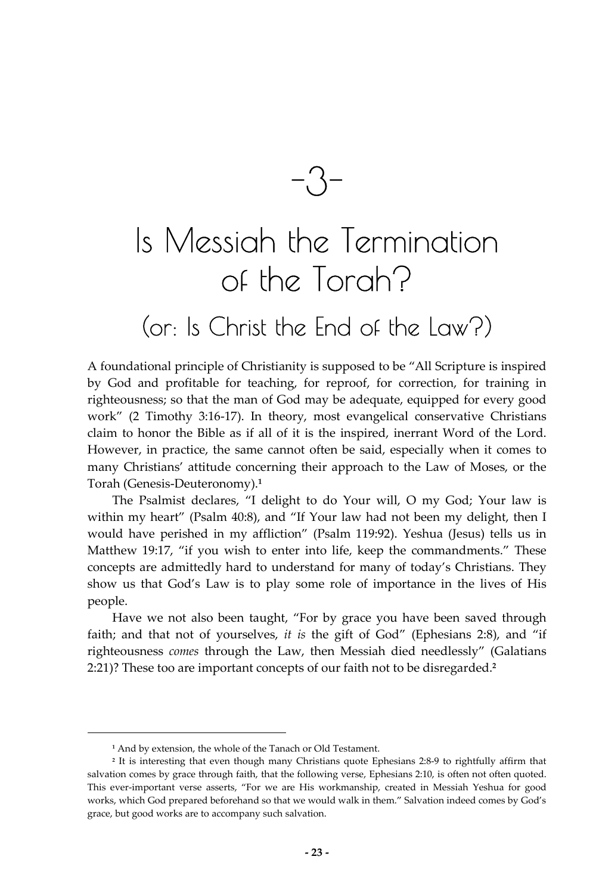# -3-

# Is Messiah the Termination of the Torah?

## (or: Is Christ the End of the Law?)

A foundational principle of Christianity is supposed to be "All Scripture is inspired by God and profitable for teaching, for reproof, for correction, for training in righteousness; so that the man of God may be adequate, equipped for every good work" (2 Timothy 3:16-17). In theory, most evangelical conservative Christians claim to honor the Bible as if all of it is the inspired, inerrant Word of the Lord. However, in practice, the same cannot often be said, especially when it comes to many Christians' attitude concerning their approach to the Law of Moses, or the Torah (Genesis-Deuteronomy).[1]

The Psalmist declares, "I delight to do Your will, O my God; Your law is within my heart" (Psalm 40:8), and "If Your law had not been my delight, then I would have perished in my affliction" (Psalm 119:92). Yeshua (Jesus) tells us in Matthew 19:17, "if you wish to enter into life, keep the commandments." These concepts are admittedly hard to understand for many of today's Christians. They show us that God's Law is to play some role of importance in the lives of His people.

Have we not also been taught, "For by grace you have been saved through faith; and that not of yourselves, *it is* the gift of God" (Ephesians 2:8), and "if righteousness *comes* through the Law, then Messiah died needlessly" (Galatians 2:21)? These too are important concepts of our faith not to be disregarded.[2]

---

[1] And by extension, the whole of the Tanach or Old Testament.

[2] It is interesting that even though many Christians quote Ephesians 2:8-9 to rightfully affirm that salvation comes by grace through faith, that the following verse, Ephesians 2:10, is often not often quoted. This ever-important verse asserts, "For we are His workmanship, created in Messiah Yeshua for good works, which God prepared beforehand so that we would walk in them." Salvation indeed comes by God's grace, but good works are to accompany such salvation.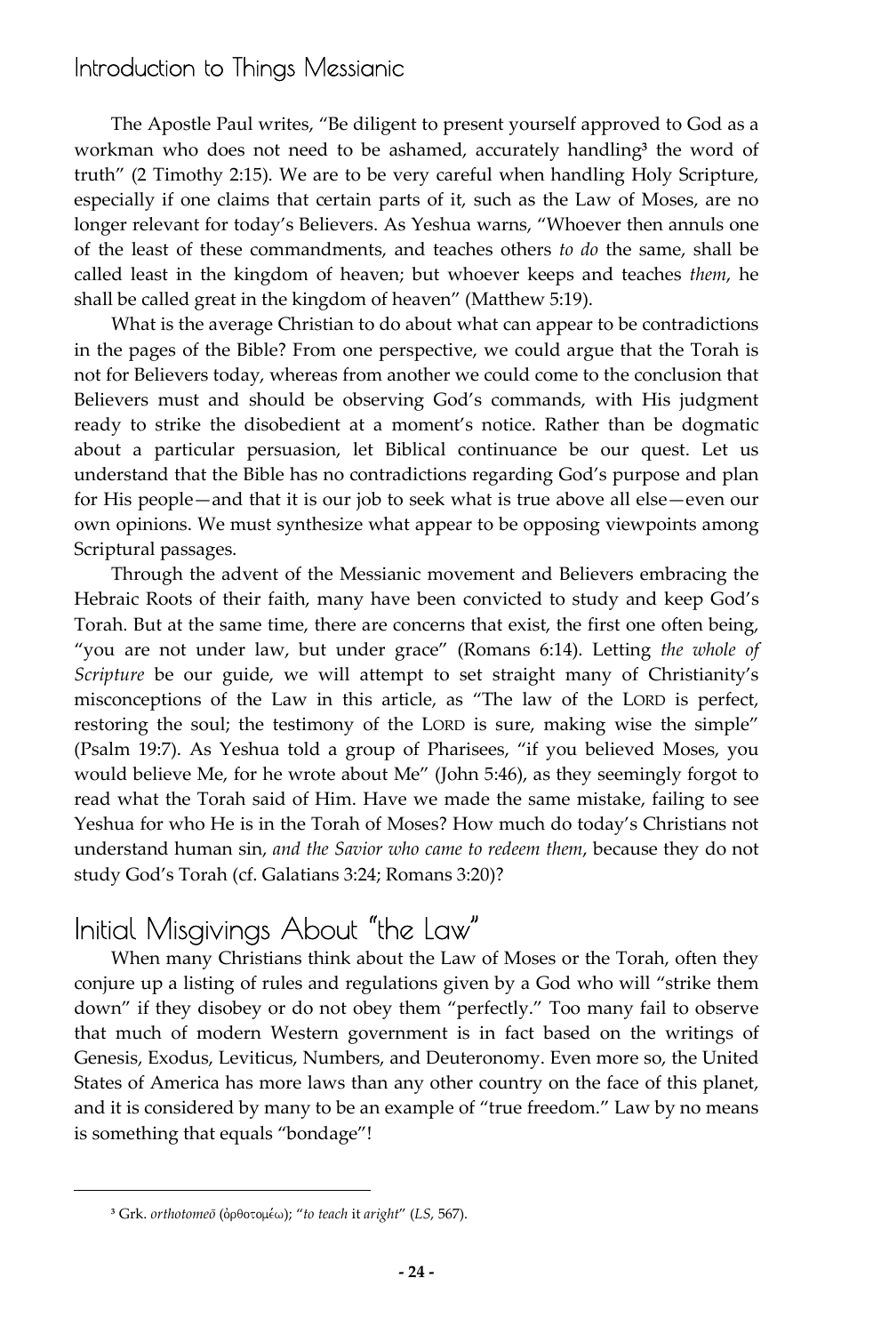The Apostle Paul writes, "Be diligent to present yourself approved to God as a workman who does not need to be ashamed, accurately handling[3] the word of truth" (2 Timothy 2:15). We are to be very careful when handling Holy Scripture, especially if one claims that certain parts of it, such as the Law of Moses, are no longer relevant for today's Believers. As Yeshua warns, "Whoever then annuls one of the least of these commandments, and teaches others *to do* the same, shall be called least in the kingdom of heaven; but whoever keeps and teaches *them*, he shall be called great in the kingdom of heaven" (Matthew 5:19).

What is the average Christian to do about what can appear to be contradictions in the pages of the Bible? From one perspective, we could argue that the Torah is not for Believers today, whereas from another we could come to the conclusion that Believers must and should be observing God's commands, with His judgment ready to strike the disobedient at a moment's notice. Rather than be dogmatic about a particular persuasion, let Biblical continuance be our quest. Let us understand that the Bible has no contradictions regarding God's purpose and plan for His people—and that it is our job to seek what is true above all else—even our own opinions. We must synthesize what appear to be opposing viewpoints among Scriptural passages.

Through the advent of the Messianic movement and Believers embracing the Hebraic Roots of their faith, many have been convicted to study and keep God's Torah. But at the same time, there are concerns that exist, the first one often being, "you are not under law, but under grace" (Romans 6:14). Letting *the whole of Scripture* be our guide, we will attempt to set straight many of Christianity's misconceptions of the Law in this article, as "The law of the LORD is perfect, restoring the soul; the testimony of the LORD is sure, making wise the simple" (Psalm 19:7). As Yeshua told a group of Pharisees, "if you believed Moses, you would believe Me, for he wrote about Me" (John 5:46), as they seemingly forgot to read what the Torah said of Him. Have we made the same mistake, failing to see Yeshua for who He is in the Torah of Moses? How much do today's Christians not understand human sin, *and the Savior who came to redeem them*, because they do not study God's Torah (cf. Galatians 3:24; Romans 3:20)?

## Initial Misgivings About "the Law"

When many Christians think about the Law of Moses or the Torah, often they conjure up a listing of rules and regulations given by a God who will "strike them down" if they disobey or do not obey them "perfectly." Too many fail to observe that much of modern Western government is in fact based on the writings of Genesis, Exodus, Leviticus, Numbers, and Deuteronomy. Even more so, the United States of America has more laws than any other country on the face of this planet, and it is considered by many to be an example of "true freedom." Law by no means is something that equals "bondage"!

---

[3] Grk. *orthotomeō* (ὀρθοτομέω); "*to teach* it *aright*" (*LS*, 567).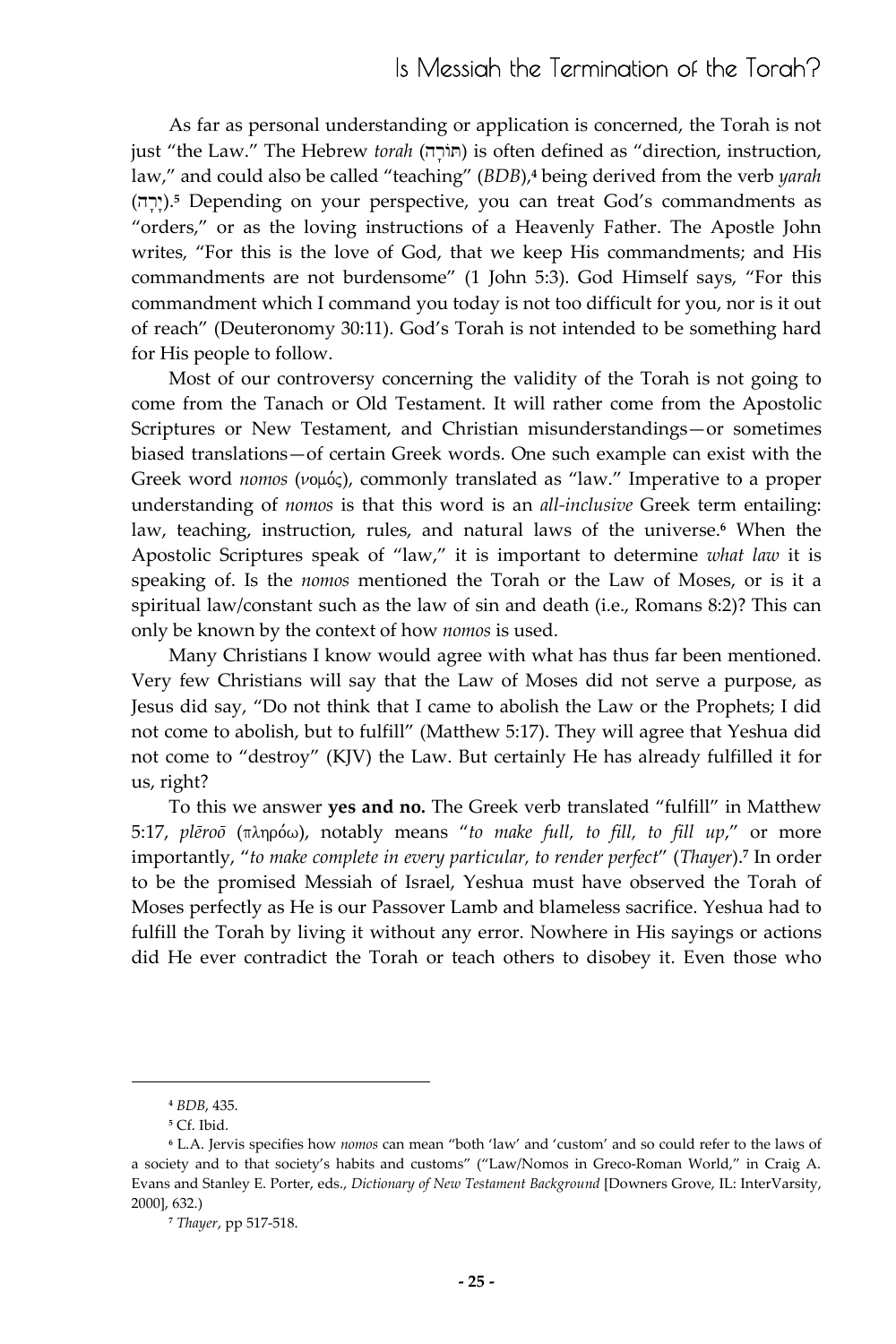As far as personal understanding or application is concerned, the Torah is not just "the Law." The Hebrew *torah* (תּוֹרָה) is often defined as "direction, instruction, law," and could also be called "teaching" (*BDB*),[4] being derived from the verb *yarah* (יָרָה).[5] Depending on your perspective, you can treat God's commandments as "orders," or as the loving instructions of a Heavenly Father. The Apostle John writes, "For this is the love of God, that we keep His commandments; and His commandments are not burdensome" (1 John 5:3). God Himself says, "For this commandment which I command you today is not too difficult for you, nor is it out of reach" (Deuteronomy 30:11). God's Torah is not intended to be something hard for His people to follow.

Most of our controversy concerning the validity of the Torah is not going to come from the Tanach or Old Testament. It will rather come from the Apostolic Scriptures or New Testament, and Christian misunderstandings—or sometimes biased translations—of certain Greek words. One such example can exist with the Greek word *nomos* (νομός), commonly translated as "law." Imperative to a proper understanding of *nomos* is that this word is an *all-inclusive* Greek term entailing: law, teaching, instruction, rules, and natural laws of the universe.[6] When the Apostolic Scriptures speak of "law," it is important to determine *what law* it is speaking of. Is the *nomos* mentioned the Torah or the Law of Moses, or is it a spiritual law/constant such as the law of sin and death (i.e., Romans 8:2)? This can only be known by the context of how *nomos* is used.

Many Christians I know would agree with what has thus far been mentioned. Very few Christians will say that the Law of Moses did not serve a purpose, as Jesus did say, "Do not think that I came to abolish the Law or the Prophets; I did not come to abolish, but to fulfill" (Matthew 5:17). They will agree that Yeshua did not come to "destroy" (KJV) the Law. But certainly He has already fulfilled it for us, right?

To this we answer **yes and no.** The Greek verb translated "fulfill" in Matthew 5:17, *plēroō* (πληρόω), notably means "*to make full, to fill, to fill up*," or more importantly, "*to make complete in every particular, to render perfect*" (*Thayer*).[7] In order to be the promised Messiah of Israel, Yeshua must have observed the Torah of Moses perfectly as He is our Passover Lamb and blameless sacrifice. Yeshua had to fulfill the Torah by living it without any error. Nowhere in His sayings or actions did He ever contradict the Torah or teach others to disobey it. Even those who

---

[4] *BDB*, 435.

[5] Cf. Ibid.

[6] L.A. Jervis specifies how *nomos* can mean "both 'law' and 'custom' and so could refer to the laws of a society and to that society's habits and customs" ("Law/Nomos in Greco-Roman World," in Craig A. Evans and Stanley E. Porter, eds., *Dictionary of New Testament Background* [Downers Grove, IL: InterVarsity, 2000], 632.)

[7] *Thayer*, pp 517-518.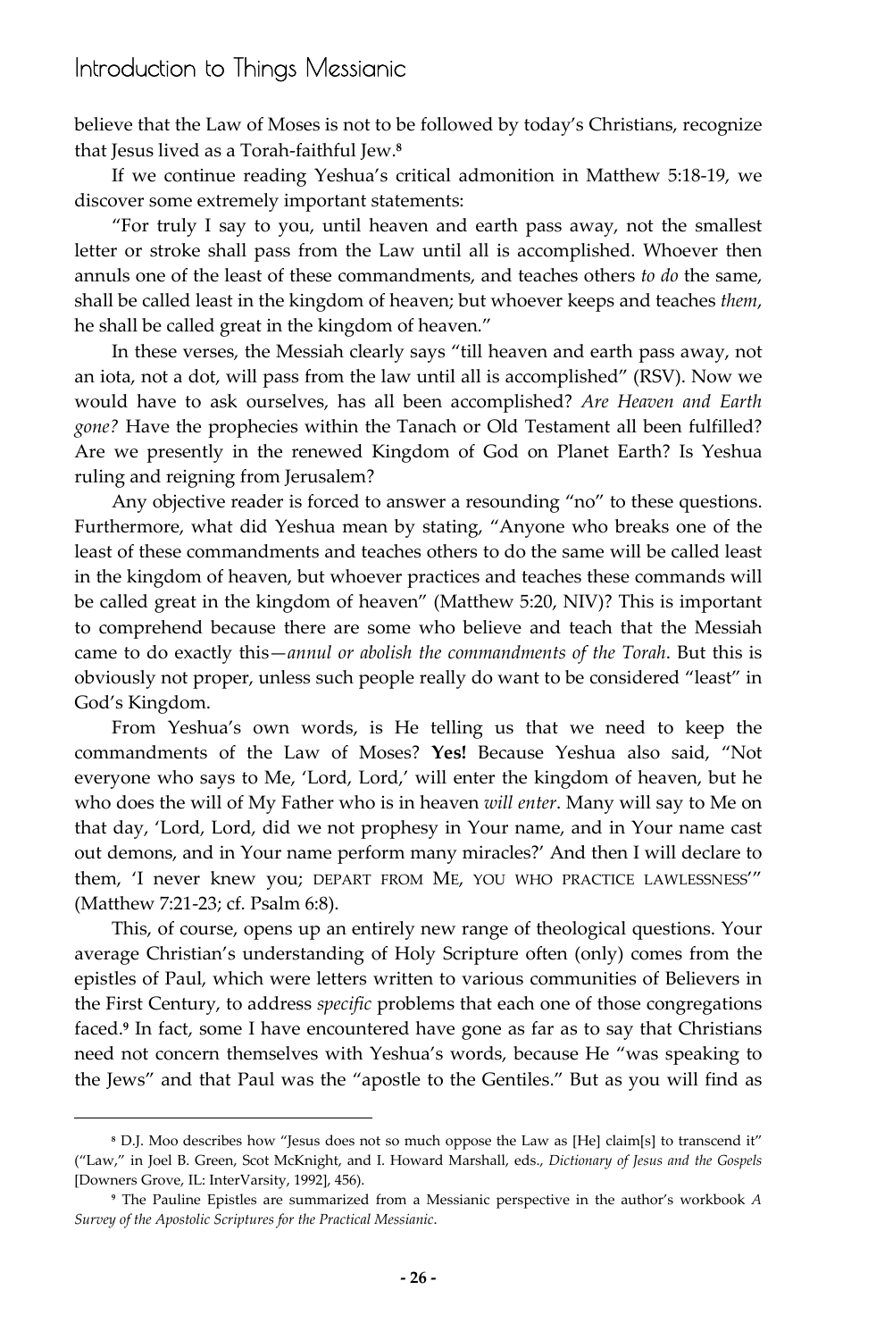believe that the Law of Moses is not to be followed by today's Christians, recognize that Jesus lived as a Torah-faithful Jew.[8]

If we continue reading Yeshua's critical admonition in Matthew 5:18-19, we discover some extremely important statements:

"For truly I say to you, until heaven and earth pass away, not the smallest letter or stroke shall pass from the Law until all is accomplished. Whoever then annuls one of the least of these commandments, and teaches others *to do* the same, shall be called least in the kingdom of heaven; but whoever keeps and teaches *them*, he shall be called great in the kingdom of heaven."

In these verses, the Messiah clearly says "till heaven and earth pass away, not an iota, not a dot, will pass from the law until all is accomplished" (RSV). Now we would have to ask ourselves, has all been accomplished? *Are Heaven and Earth gone?* Have the prophecies within the Tanach or Old Testament all been fulfilled? Are we presently in the renewed Kingdom of God on Planet Earth? Is Yeshua ruling and reigning from Jerusalem?

Any objective reader is forced to answer a resounding "no" to these questions. Furthermore, what did Yeshua mean by stating, "Anyone who breaks one of the least of these commandments and teaches others to do the same will be called least in the kingdom of heaven, but whoever practices and teaches these commands will be called great in the kingdom of heaven" (Matthew 5:20, NIV)? This is important to comprehend because there are some who believe and teach that the Messiah came to do exactly this—*annul or abolish the commandments of the Torah*. But this is obviously not proper, unless such people really do want to be considered "least" in God's Kingdom.

From Yeshua's own words, is He telling us that we need to keep the commandments of the Law of Moses? **Yes!** Because Yeshua also said, "Not everyone who says to Me, 'Lord, Lord,' will enter the kingdom of heaven, but he who does the will of My Father who is in heaven *will enter*. Many will say to Me on that day, 'Lord, Lord, did we not prophesy in Your name, and in Your name cast out demons, and in Your name perform many miracles?' And then I will declare to them, 'I never knew you; DEPART FROM ME, YOU WHO PRACTICE LAWLESSNESS'" (Matthew 7:21-23; cf. Psalm 6:8).

This, of course, opens up an entirely new range of theological questions. Your average Christian's understanding of Holy Scripture often (only) comes from the epistles of Paul, which were letters written to various communities of Believers in the First Century, to address *specific* problems that each one of those congregations faced.[9] In fact, some I have encountered have gone as far as to say that Christians need not concern themselves with Yeshua's words, because He "was speaking to the Jews" and that Paul was the "apostle to the Gentiles." But as you will find as

---

[8] D.J. Moo describes how "Jesus does not so much oppose the Law as [He] claim[s] to transcend it" ("Law," in Joel B. Green, Scot McKnight, and I. Howard Marshall, eds., *Dictionary of Jesus and the Gospels* [Downers Grove, IL: InterVarsity, 1992], 456).

[9] The Pauline Epistles are summarized from a Messianic perspective in the author's workbook *A Survey of the Apostolic Scriptures for the Practical Messianic*.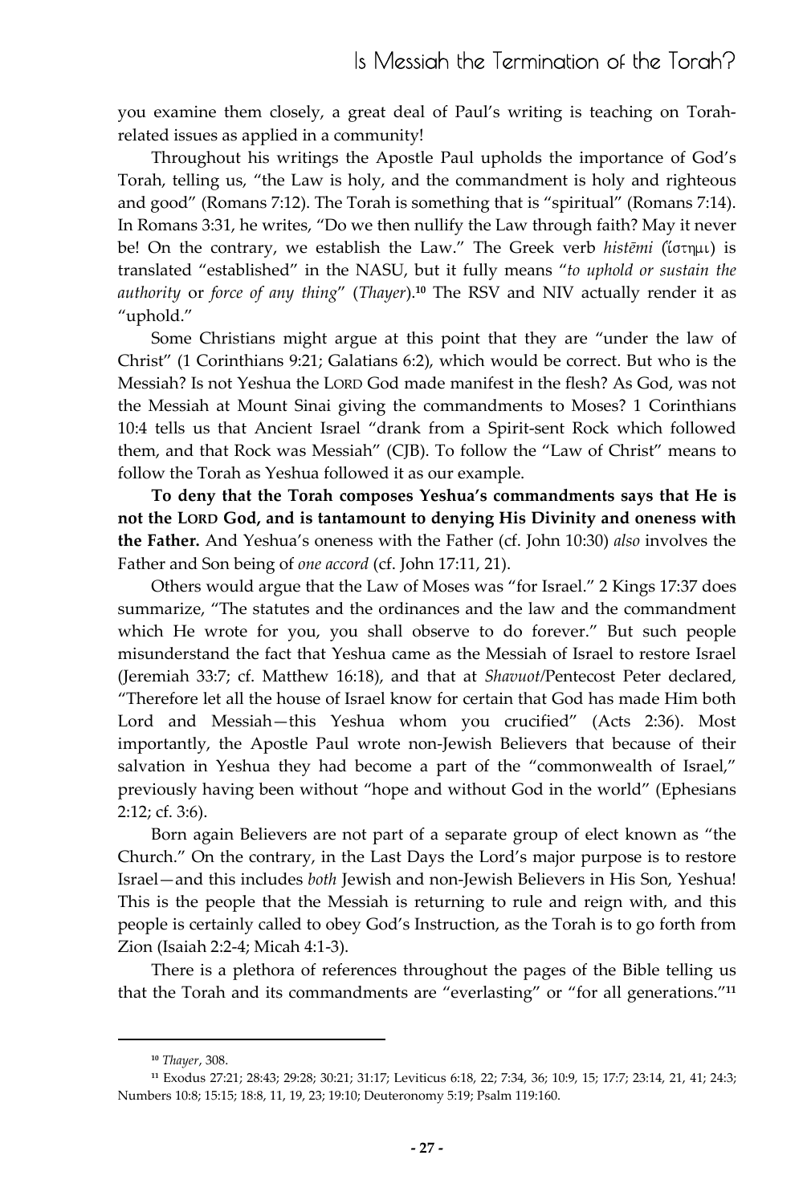you examine them closely, a great deal of Paul's writing is teaching on Torah-related issues as applied in a community!

Throughout his writings the Apostle Paul upholds the importance of God's Torah, telling us, "the Law is holy, and the commandment is holy and righteous and good" (Romans 7:12). The Torah is something that is "spiritual" (Romans 7:14). In Romans 3:31, he writes, "Do we then nullify the Law through faith? May it never be! On the contrary, we establish the Law." The Greek verb *histēmi* (ἵστημι) is translated "established" in the NASU, but it fully means "*to uphold or sustain the authority* or *force of any thing*" (*Thayer*).[10] The RSV and NIV actually render it as "uphold."

Some Christians might argue at this point that they are "under the law of Christ" (1 Corinthians 9:21; Galatians 6:2), which would be correct. But who is the Messiah? Is not Yeshua the LORD God made manifest in the flesh? As God, was not the Messiah at Mount Sinai giving the commandments to Moses? 1 Corinthians 10:4 tells us that Ancient Israel "drank from a Spirit-sent Rock which followed them, and that Rock was Messiah" (CJB). To follow the "Law of Christ" means to follow the Torah as Yeshua followed it as our example.

**To deny that the Torah composes Yeshua's commandments says that He is not the LORD God, and is tantamount to denying His Divinity and oneness with the Father.** And Yeshua's oneness with the Father (cf. John 10:30) *also* involves the Father and Son being of *one accord* (cf. John 17:11, 21).

Others would argue that the Law of Moses was "for Israel." 2 Kings 17:37 does summarize, "The statutes and the ordinances and the law and the commandment which He wrote for you, you shall observe to do forever." But such people misunderstand the fact that Yeshua came as the Messiah of Israel to restore Israel (Jeremiah 33:7; cf. Matthew 16:18), and that at *Shavuot*/Pentecost Peter declared, "Therefore let all the house of Israel know for certain that God has made Him both Lord and Messiah—this Yeshua whom you crucified" (Acts 2:36). Most importantly, the Apostle Paul wrote non-Jewish Believers that because of their salvation in Yeshua they had become a part of the "commonwealth of Israel," previously having been without "hope and without God in the world" (Ephesians 2:12; cf. 3:6).

Born again Believers are not part of a separate group of elect known as "the Church." On the contrary, in the Last Days the Lord's major purpose is to restore Israel—and this includes *both* Jewish and non-Jewish Believers in His Son, Yeshua! This is the people that the Messiah is returning to rule and reign with, and this people is certainly called to obey God's Instruction, as the Torah is to go forth from Zion (Isaiah 2:2-4; Micah 4:1-3).

There is a plethora of references throughout the pages of the Bible telling us that the Torah and its commandments are "everlasting" or "for all generations."[11]

---

[10] *Thayer*, 308.

[11] Exodus 27:21; 28:43; 29:28; 30:21; 31:17; Leviticus 6:18, 22; 7:34, 36; 10:9, 15; 17:7; 23:14, 21, 41; 24:3; Numbers 10:8; 15:15; 18:8, 11, 19, 23; 19:10; Deuteronomy 5:19; Psalm 119:160.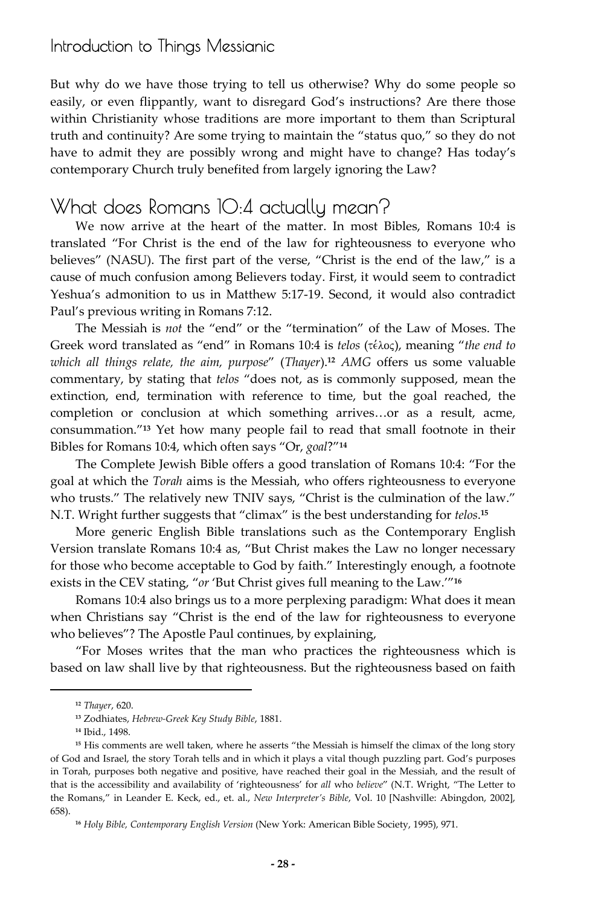But why do we have those trying to tell us otherwise? Why do some people so easily, or even flippantly, want to disregard God's instructions? Are there those within Christianity whose traditions are more important to them than Scriptural truth and continuity? Are some trying to maintain the "status quo," so they do not have to admit they are possibly wrong and might have to change? Has today's contemporary Church truly benefited from largely ignoring the Law?

## What does Romans 10:4 actually mean?

We now arrive at the heart of the matter. In most Bibles, Romans 10:4 is translated "For Christ is the end of the law for righteousness to everyone who believes" (NASU). The first part of the verse, "Christ is the end of the law," is a cause of much confusion among Believers today. First, it would seem to contradict Yeshua's admonition to us in Matthew 5:17-19. Second, it would also contradict Paul's previous writing in Romans 7:12.

The Messiah is *not* the "end" or the "termination" of the Law of Moses. The Greek word translated as "end" in Romans 10:4 is *telos* (τέλος), meaning "*the end to which all things relate, the aim, purpose*" (*Thayer*).[12] *AMG* offers us some valuable commentary, by stating that *telos* "does not, as is commonly supposed, mean the extinction, end, termination with reference to time, but the goal reached, the completion or conclusion at which something arrives…or as a result, acme, consummation."[13] Yet how many people fail to read that small footnote in their Bibles for Romans 10:4, which often says "Or, *goal*?"[14]

The Complete Jewish Bible offers a good translation of Romans 10:4: "For the goal at which the *Torah* aims is the Messiah, who offers righteousness to everyone who trusts." The relatively new TNIV says, "Christ is the culmination of the law." N.T. Wright further suggests that "climax" is the best understanding for *telos*.[15]

More generic English Bible translations such as the Contemporary English Version translate Romans 10:4 as, "But Christ makes the Law no longer necessary for those who become acceptable to God by faith." Interestingly enough, a footnote exists in the CEV stating, "*or* 'But Christ gives full meaning to the Law.'"[16]

Romans 10:4 also brings us to a more perplexing paradigm: What does it mean when Christians say "Christ is the end of the law for righteousness to everyone who believes"? The Apostle Paul continues, by explaining,

"For Moses writes that the man who practices the righteousness which is based on law shall live by that righteousness. But the righteousness based on faith

---

[12] *Thayer*, 620.

[13] Zodhiates, *Hebrew-Greek Key Study Bible*, 1881.

[14] Ibid., 1498.

[15] His comments are well taken, where he asserts "the Messiah is himself the climax of the long story of God and Israel, the story Torah tells and in which it plays a vital though puzzling part. God's purposes in Torah, purposes both negative and positive, have reached their goal in the Messiah, and the result of that is the accessibility and availability of 'righteousness' for *all* who *believe*" (N.T. Wright, "The Letter to the Romans," in Leander E. Keck, ed., et. al., *New Interpreter's Bible*, Vol. 10 [Nashville: Abingdon, 2002], 658).

[16] *Holy Bible, Contemporary English Version* (New York: American Bible Society, 1995), 971.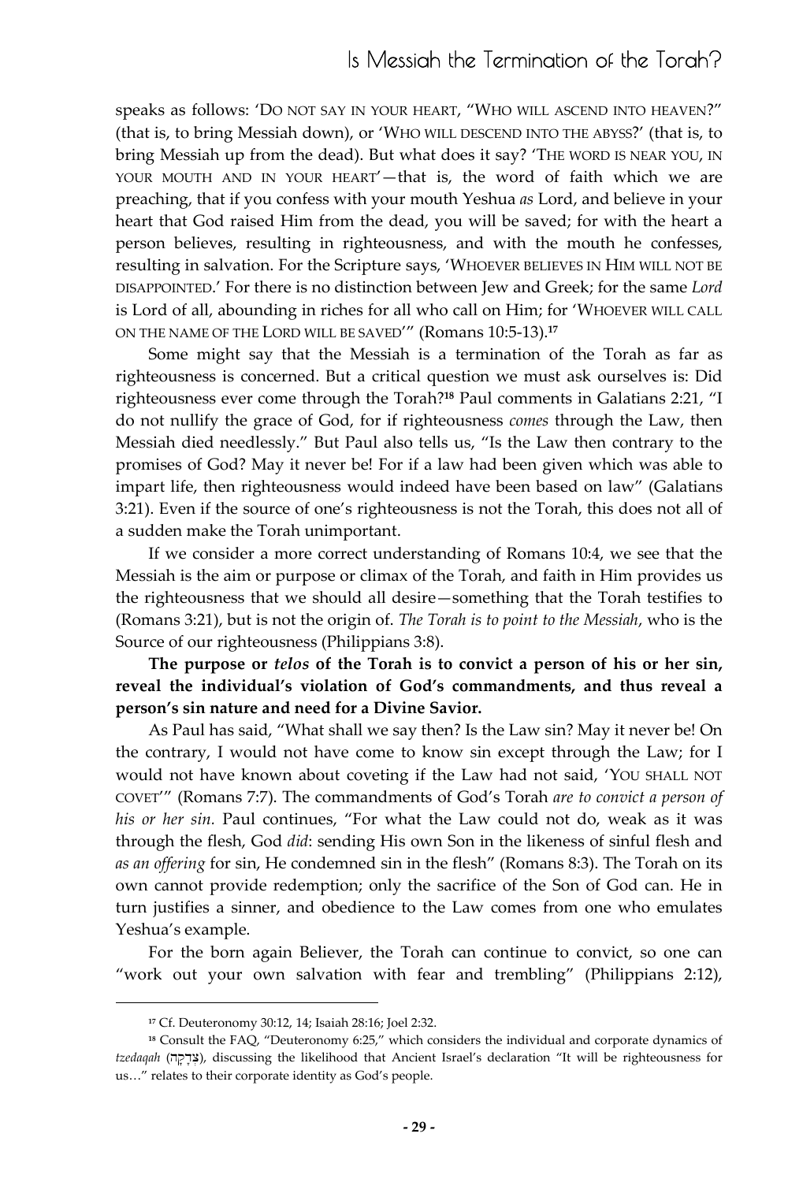speaks as follows: 'DO NOT SAY IN YOUR HEART, "WHO WILL ASCEND INTO HEAVEN?" (that is, to bring Messiah down), or 'WHO WILL DESCEND INTO THE ABYSS?' (that is, to bring Messiah up from the dead). But what does it say? 'THE WORD IS NEAR YOU, IN YOUR MOUTH AND IN YOUR HEART'—that is, the word of faith which we are preaching, that if you confess with your mouth Yeshua *as* Lord, and believe in your heart that God raised Him from the dead, you will be saved; for with the heart a person believes, resulting in righteousness, and with the mouth he confesses, resulting in salvation. For the Scripture says, 'WHOEVER BELIEVES IN HIM WILL NOT BE DISAPPOINTED.' For there is no distinction between Jew and Greek; for the same *Lord* is Lord of all, abounding in riches for all who call on Him; for 'WHOEVER WILL CALL ON THE NAME OF THE LORD WILL BE SAVED'" (Romans 10:5-13).[17]

Some might say that the Messiah is a termination of the Torah as far as righteousness is concerned. But a critical question we must ask ourselves is: Did righteousness ever come through the Torah?[18] Paul comments in Galatians 2:21, "I do not nullify the grace of God, for if righteousness *comes* through the Law, then Messiah died needlessly." But Paul also tells us, "Is the Law then contrary to the promises of God? May it never be! For if a law had been given which was able to impart life, then righteousness would indeed have been based on law" (Galatians 3:21). Even if the source of one's righteousness is not the Torah, this does not all of a sudden make the Torah unimportant.

If we consider a more correct understanding of Romans 10:4, we see that the Messiah is the aim or purpose or climax of the Torah, and faith in Him provides us the righteousness that we should all desire—something that the Torah testifies to (Romans 3:21), but is not the origin of. *The Torah is to point to the Messiah*, who is the Source of our righteousness (Philippians 3:8).

**The purpose or *telos* of the Torah is to convict a person of his or her sin, reveal the individual's violation of God's commandments, and thus reveal a person's sin nature and need for a Divine Savior.**

As Paul has said, "What shall we say then? Is the Law sin? May it never be! On the contrary, I would not have come to know sin except through the Law; for I would not have known about coveting if the Law had not said, 'YOU SHALL NOT COVET'" (Romans 7:7). The commandments of God's Torah *are to convict a person of his or her sin.* Paul continues, "For what the Law could not do, weak as it was through the flesh, God *did*: sending His own Son in the likeness of sinful flesh and *as an offering* for sin, He condemned sin in the flesh" (Romans 8:3). The Torah on its own cannot provide redemption; only the sacrifice of the Son of God can. He in turn justifies a sinner, and obedience to the Law comes from one who emulates Yeshua's example.

For the born again Believer, the Torah can continue to convict, so one can "work out your own salvation with fear and trembling" (Philippians 2:12),

---

[17] Cf. Deuteronomy 30:12, 14; Isaiah 28:16; Joel 2:32.

[18] Consult the FAQ, "Deuteronomy 6:25," which considers the individual and corporate dynamics of *tzedaqah* (צְדָקָה), discussing the likelihood that Ancient Israel's declaration "It will be righteousness for us…" relates to their corporate identity as God's people.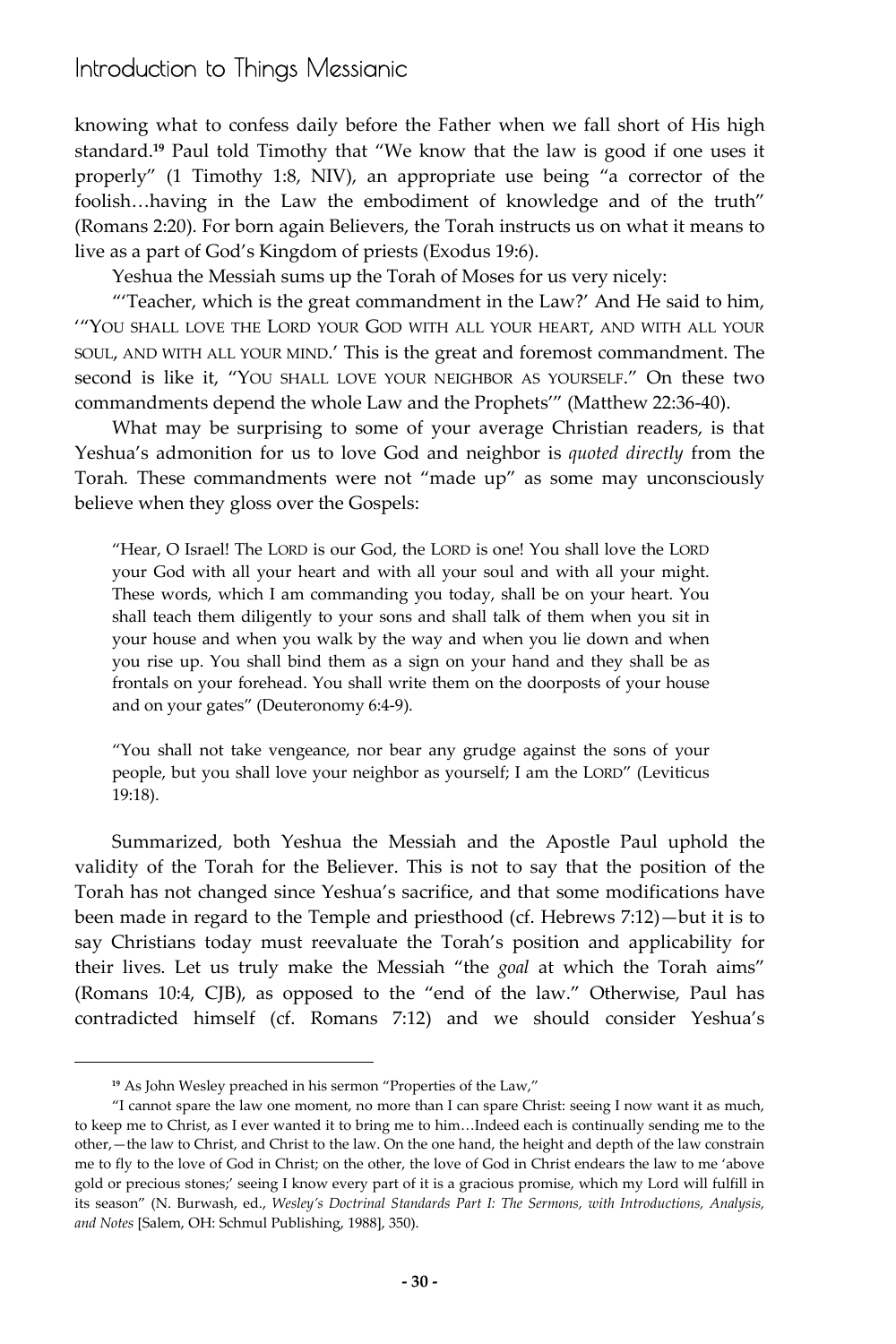knowing what to confess daily before the Father when we fall short of His high standard.[19] Paul told Timothy that "We know that the law is good if one uses it properly" (1 Timothy 1:8, NIV), an appropriate use being "a corrector of the foolish…having in the Law the embodiment of knowledge and of the truth" (Romans 2:20). For born again Believers, the Torah instructs us on what it means to live as a part of God's Kingdom of priests (Exodus 19:6).

Yeshua the Messiah sums up the Torah of Moses for us very nicely:

"'Teacher, which is the great commandment in the Law?' And He said to him, '"YOU SHALL LOVE THE LORD YOUR GOD WITH ALL YOUR HEART, AND WITH ALL YOUR SOUL, AND WITH ALL YOUR MIND.' This is the great and foremost commandment. The second is like it, "YOU SHALL LOVE YOUR NEIGHBOR AS YOURSELF." On these two commandments depend the whole Law and the Prophets'" (Matthew 22:36-40).

What may be surprising to some of your average Christian readers, is that Yeshua's admonition for us to love God and neighbor is *quoted directly* from the Torah. These commandments were not "made up" as some may unconsciously believe when they gloss over the Gospels:

> "Hear, O Israel! The LORD is our God, the LORD is one! You shall love the LORD your God with all your heart and with all your soul and with all your might. These words, which I am commanding you today, shall be on your heart. You shall teach them diligently to your sons and shall talk of them when you sit in your house and when you walk by the way and when you lie down and when you rise up. You shall bind them as a sign on your hand and they shall be as frontals on your forehead. You shall write them on the doorposts of your house and on your gates" (Deuteronomy 6:4-9).

> "You shall not take vengeance, nor bear any grudge against the sons of your people, but you shall love your neighbor as yourself; I am the LORD" (Leviticus 19:18).

Summarized, both Yeshua the Messiah and the Apostle Paul uphold the validity of the Torah for the Believer. This is not to say that the position of the Torah has not changed since Yeshua's sacrifice, and that some modifications have been made in regard to the Temple and priesthood (cf. Hebrews 7:12)—but it is to say Christians today must reevaluate the Torah's position and applicability for their lives. Let us truly make the Messiah "the *goal* at which the Torah aims" (Romans 10:4, CJB), as opposed to the "end of the law." Otherwise, Paul has contradicted himself (cf. Romans 7:12) and we should consider Yeshua's

---

[19] As John Wesley preached in his sermon "Properties of the Law,"

"I cannot spare the law one moment, no more than I can spare Christ: seeing I now want it as much, to keep me to Christ, as I ever wanted it to bring me to him…Indeed each is continually sending me to the other,—the law to Christ, and Christ to the law. On the one hand, the height and depth of the law constrain me to fly to the love of God in Christ; on the other, the love of God in Christ endears the law to me 'above gold or precious stones;' seeing I know every part of it is a gracious promise, which my Lord will fulfill in its season" (N. Burwash, ed., *Wesley's Doctrinal Standards Part I: The Sermons, with Introductions, Analysis, and Notes* [Salem, OH: Schmul Publishing, 1988], 350).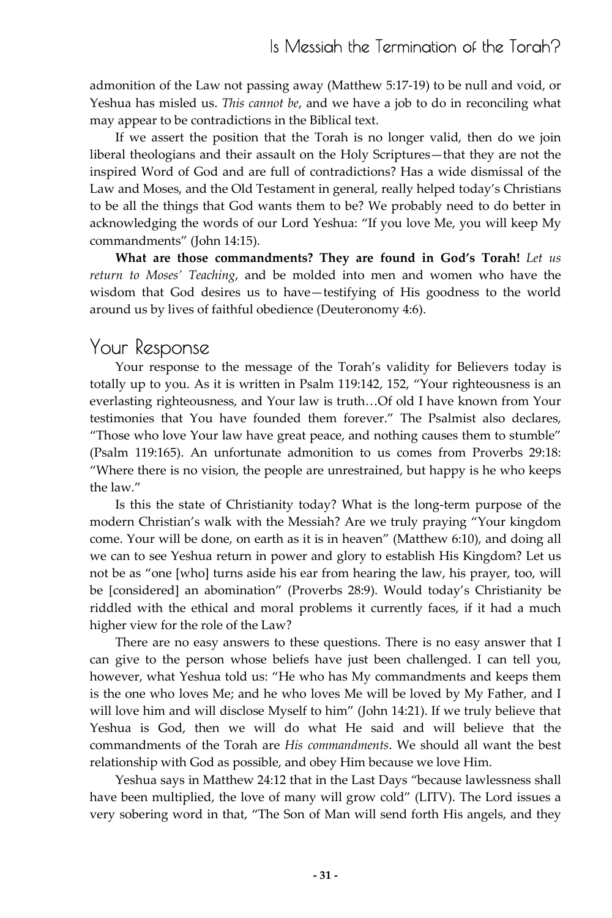admonition of the Law not passing away (Matthew 5:17-19) to be null and void, or Yeshua has misled us. *This cannot be*, and we have a job to do in reconciling what may appear to be contradictions in the Biblical text.

If we assert the position that the Torah is no longer valid, then do we join liberal theologians and their assault on the Holy Scriptures—that they are not the inspired Word of God and are full of contradictions? Has a wide dismissal of the Law and Moses, and the Old Testament in general, really helped today's Christians to be all the things that God wants them to be? We probably need to do better in acknowledging the words of our Lord Yeshua: "If you love Me, you will keep My commandments" (John 14:15).

**What are those commandments? They are found in God's Torah!** *Let us return to Moses' Teaching*, and be molded into men and women who have the wisdom that God desires us to have—testifying of His goodness to the world around us by lives of faithful obedience (Deuteronomy 4:6).

## Your Response

Your response to the message of the Torah's validity for Believers today is totally up to you. As it is written in Psalm 119:142, 152, "Your righteousness is an everlasting righteousness, and Your law is truth…Of old I have known from Your testimonies that You have founded them forever." The Psalmist also declares, "Those who love Your law have great peace, and nothing causes them to stumble" (Psalm 119:165). An unfortunate admonition to us comes from Proverbs 29:18: "Where there is no vision, the people are unrestrained, but happy is he who keeps the law."

Is this the state of Christianity today? What is the long-term purpose of the modern Christian's walk with the Messiah? Are we truly praying "Your kingdom come. Your will be done, on earth as it is in heaven" (Matthew 6:10), and doing all we can to see Yeshua return in power and glory to establish His Kingdom? Let us not be as "one [who] turns aside his ear from hearing the law, his prayer, too, will be [considered] an abomination" (Proverbs 28:9). Would today's Christianity be riddled with the ethical and moral problems it currently faces, if it had a much higher view for the role of the Law?

There are no easy answers to these questions. There is no easy answer that I can give to the person whose beliefs have just been challenged. I can tell you, however, what Yeshua told us: "He who has My commandments and keeps them is the one who loves Me; and he who loves Me will be loved by My Father, and I will love him and will disclose Myself to him" (John 14:21). If we truly believe that Yeshua is God, then we will do what He said and will believe that the commandments of the Torah are *His commandments*. We should all want the best relationship with God as possible, and obey Him because we love Him.

Yeshua says in Matthew 24:12 that in the Last Days "because lawlessness shall have been multiplied, the love of many will grow cold" (LITV). The Lord issues a very sobering word in that, "The Son of Man will send forth His angels, and they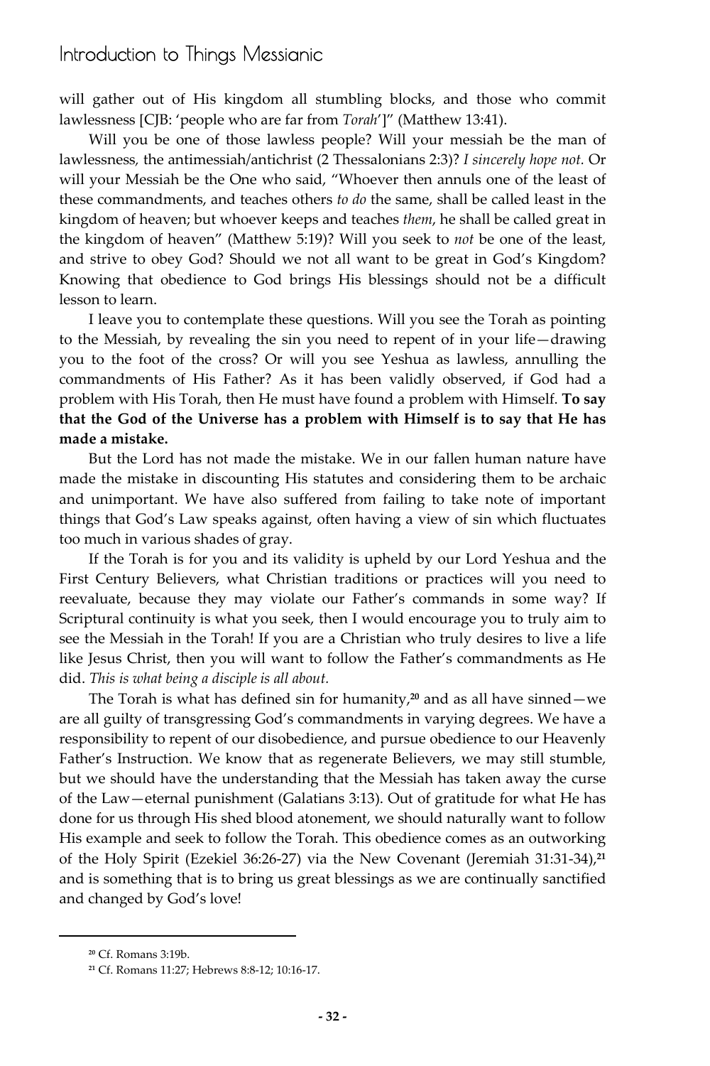will gather out of His kingdom all stumbling blocks, and those who commit lawlessness [CJB: 'people who are far from *Torah*']" (Matthew 13:41).

Will you be one of those lawless people? Will your messiah be the man of lawlessness, the antimessiah/antichrist (2 Thessalonians 2:3)? *I sincerely hope not.* Or will your Messiah be the One who said, "Whoever then annuls one of the least of these commandments, and teaches others *to do* the same, shall be called least in the kingdom of heaven; but whoever keeps and teaches *them*, he shall be called great in the kingdom of heaven" (Matthew 5:19)? Will you seek to *not* be one of the least, and strive to obey God? Should we not all want to be great in God's Kingdom? Knowing that obedience to God brings His blessings should not be a difficult lesson to learn.

I leave you to contemplate these questions. Will you see the Torah as pointing to the Messiah, by revealing the sin you need to repent of in your life—drawing you to the foot of the cross? Or will you see Yeshua as lawless, annulling the commandments of His Father? As it has been validly observed, if God had a problem with His Torah, then He must have found a problem with Himself. **To say that the God of the Universe has a problem with Himself is to say that He has made a mistake.**

But the Lord has not made the mistake. We in our fallen human nature have made the mistake in discounting His statutes and considering them to be archaic and unimportant. We have also suffered from failing to take note of important things that God's Law speaks against, often having a view of sin which fluctuates too much in various shades of gray.

If the Torah is for you and its validity is upheld by our Lord Yeshua and the First Century Believers, what Christian traditions or practices will you need to reevaluate, because they may violate our Father's commands in some way? If Scriptural continuity is what you seek, then I would encourage you to truly aim to see the Messiah in the Torah! If you are a Christian who truly desires to live a life like Jesus Christ, then you will want to follow the Father's commandments as He did. *This is what being a disciple is all about.*

The Torah is what has defined sin for humanity,[20] and as all have sinned—we are all guilty of transgressing God's commandments in varying degrees. We have a responsibility to repent of our disobedience, and pursue obedience to our Heavenly Father's Instruction. We know that as regenerate Believers, we may still stumble, but we should have the understanding that the Messiah has taken away the curse of the Law—eternal punishment (Galatians 3:13). Out of gratitude for what He has done for us through His shed blood atonement, we should naturally want to follow His example and seek to follow the Torah. This obedience comes as an outworking of the Holy Spirit (Ezekiel 36:26-27) via the New Covenant (Jeremiah 31:31-34),[21] and is something that is to bring us great blessings as we are continually sanctified and changed by God's love!

---

[20] Cf. Romans 3:19b.

[21] Cf. Romans 11:27; Hebrews 8:8-12; 10:16-17.